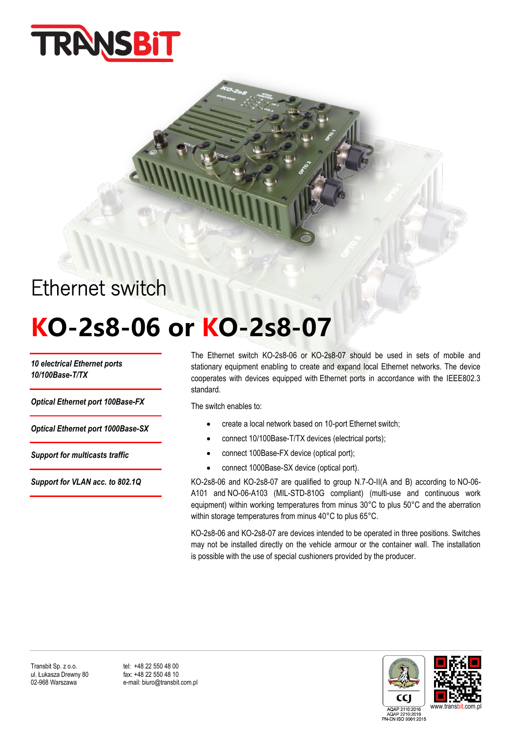# Ethernet switch

# KO-2s8-06 or KO-2s8-07

*10 electrical Ethernet ports 10/100Base-T/TX*

*Optical Ethernet port 100Base-FX*

*Optical Ethernet port 1000Base-SX*

*Support for multicasts traffic*

*Support for VLAN acc. to 802.1Q*

The Ethernet switch KO-2s8-06 or KO-2s8-07 should be used in sets of mobile and stationary equipment enabling to create and expand local Ethernet networks. The device cooperates with devices equipped with Ethernet ports in accordance with the IEEE802.3 standard.

The switch enables to:

- create a local network based on 10-port Ethernet switch;
- connect 10/100Base-T/TX devices (electrical ports);
- connect 100Base-FX device (optical port);
- connect 1000Base-SX device (optical port).

KO-2s8-06 and KO-2s8-07 are qualified to group N.7-O-II(A and B) according to NO-06-A101 and NO-06-A103 (MIL-STD-810G compliant) (multi-use and continuous work equipment) within working temperatures from minus 30°C to plus 50°C and the aberration within storage temperatures from minus 40°C to plus 65°C.

KO-2s8-06 and KO-2s8-07 are devices intended to be operated in three positions. Switches may not be installed directly on the vehicle armour or the container wall. The installation is possible with the use of special cushioners provided by the producer.

Transbit Sp. z o.o.
ul. Łukasza Drewny 80
02-968 Warszawa

tel: +48 22 550 48 00
fax: +48 22 550 48 10
e-mail: biuro@transbit.com.pl

AQAP 2110:2016
AQAP 2210:2016
PN-EN ISO 9001:2015

www.transbit.com.pl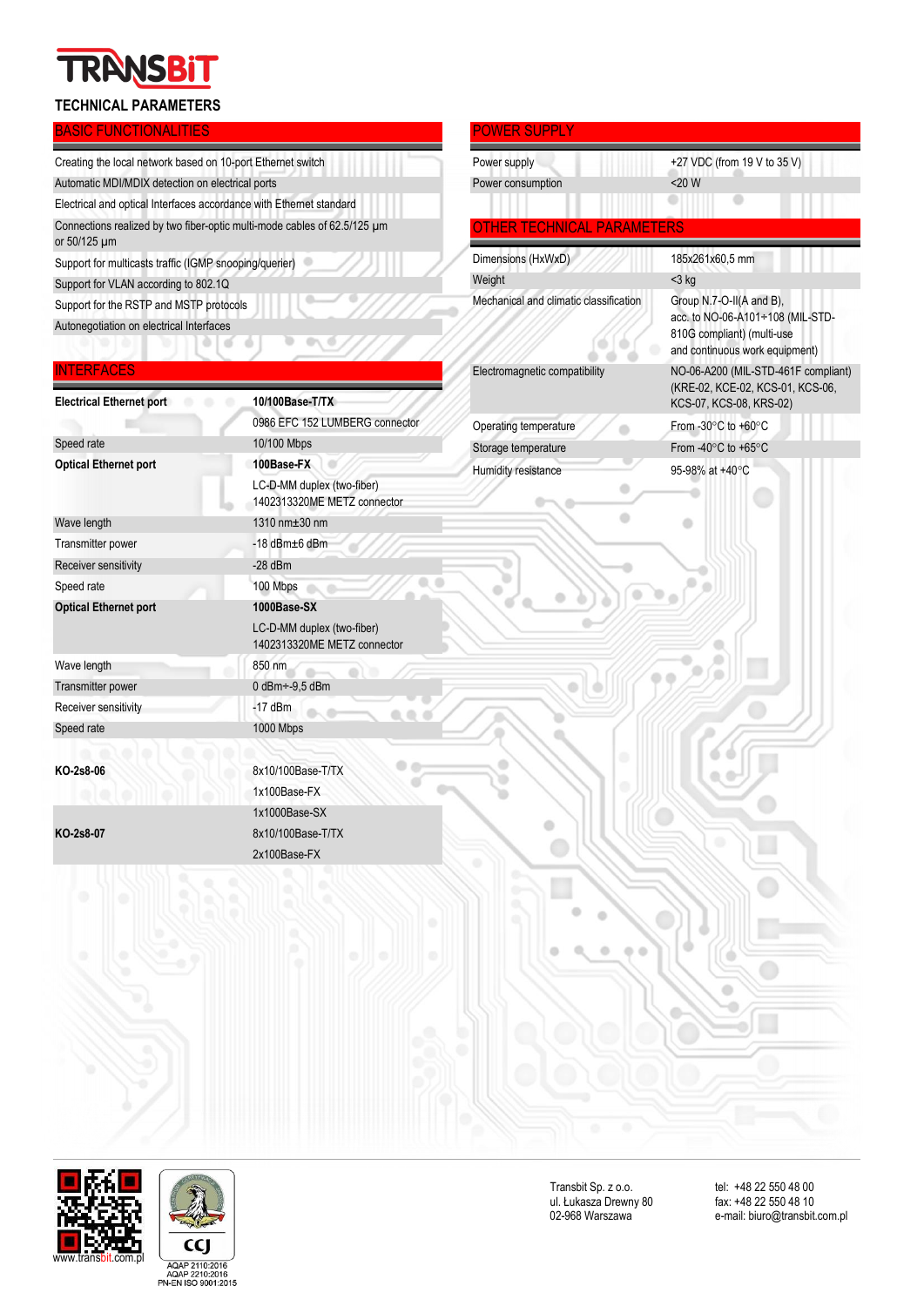# TECHNICAL PARAMETERS

## BASIC FUNCTIONALITIES

| |
|---|
| Creating the local network based on 10-port Ethernet switch |
| Automatic MDI/MDIX detection on electrical ports |
| Electrical and optical Interfaces accordance with Ethernet standard |
| Connections realized by two fiber-optic multi-mode cables of 62.5/125 µm or 50/125 µm |
| Support for multicasts traffic (IGMP snooping/querier) |
| Support for VLAN according to 802.1Q |
| Support for the RSTP and MSTP protocols |
| Autonegotiation on electrical Interfaces |

## INTERFACES

| | |
|---|---|
| **Electrical Ethernet port** | **10/100Base-T/TX** |
| | 0986 EFC 152 LUMBERG connector |
| Speed rate | 10/100 Mbps |
| **Optical Ethernet port** | **100Base-FX** |
| | LC-D-MM duplex (two-fiber) 1402313320ME METZ connector |
| Wave length | 1310 nm±30 nm |
| Transmitter power | -18 dBm±6 dBm |
| Receiver sensitivity | -28 dBm |
| Speed rate | 100 Mbps |
| **Optical Ethernet port** | **1000Base-SX** |
| | LC-D-MM duplex (two-fiber) 1402313320ME METZ connector |
| Wave length | 850 nm |
| Transmitter power | 0 dBm÷-9,5 dBm |
| Receiver sensitivity | -17 dBm |
| Speed rate | 1000 Mbps |
| | |
| **KO-2s8-06** | 8x10/100Base-T/TX |
| | 1x100Base-FX |
| | 1x1000Base-SX |
| **KO-2s8-07** | 8x10/100Base-T/TX |
| | 2x100Base-FX |

## POWER SUPPLY

| | |
|---|---|
| Power supply | +27 VDC (from 19 V to 35 V) |
| Power consumption | <20 W |

## OTHER TECHNICAL PARAMETERS

| | |
|---|---|
| Dimensions (HxWxD) | 185x261x60,5 mm |
| Weight | <3 kg |
| Mechanical and climatic classification | Group N.7-O-II(A and B), acc. to NO-06-A101÷108 (MIL-STD-810G compliant) (multi-use and continuous work equipment) |
| Electromagnetic compatibility | NO-06-A200 (MIL-STD-461F compliant) (KRE-02, KCE-02, KCS-01, KCS-06, KCS-07, KCS-08, KRS-02) |
| Operating temperature | From -30°C to +60°C |
| Storage temperature | From -40°C to +65°C |
| Humidity resistance | 95-98% at +40°C |

www.transbit.com.pl

AQAP 2110:2016
AQAP 2210:2016
PN-EN ISO 9001:2015

Transbit Sp. z o.o.
ul. Łukasza Drewny 80
02-968 Warszawa

tel: +48 22 550 48 00
fax: +48 22 550 48 10
e-mail: biuro@transbit.com.pl